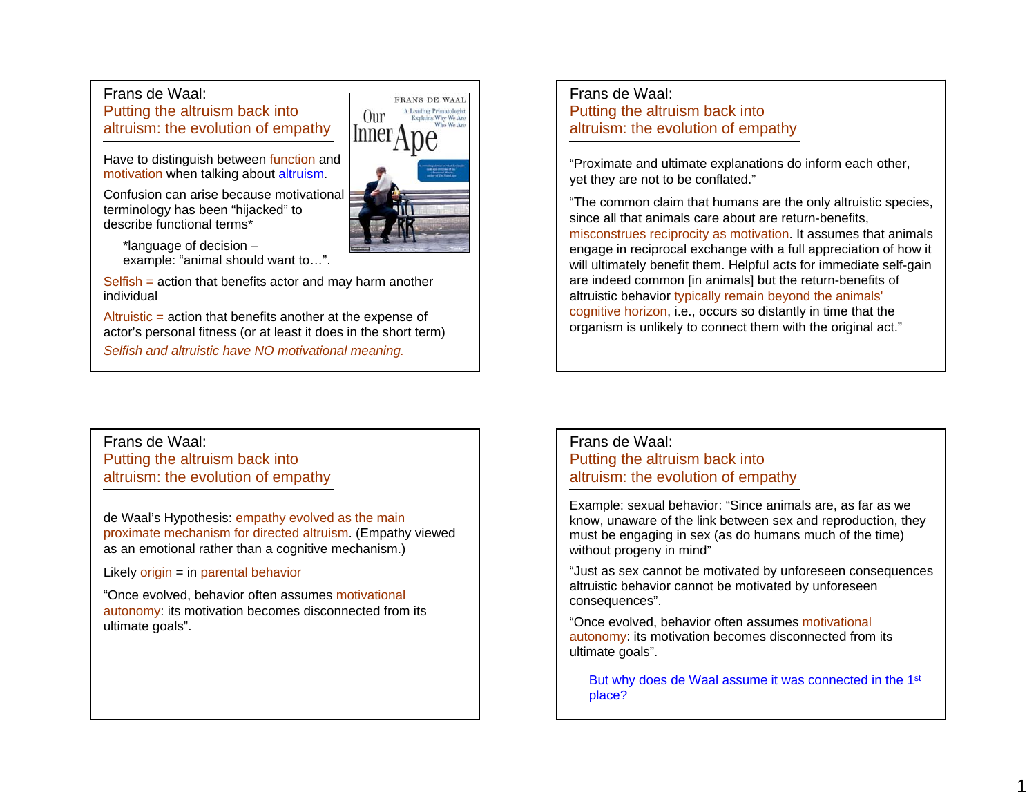## Frans de Waal: Putting the altruism back into altruism: the evolution of empathy

Have to distinguish between function and motivation when talking about altruism.

Confusion can arise because motivational terminology has been "hijacked" to describe functional terms*

> *language of decision – example: "animal should want to…".

Selfish = action that benefits actor and may harm another individual

Altruistic = action that benefits another at the expense of actor's personal fitness (or at least it does in the short term)

*Selfish and altruistic have NO motivational meaning.*

## Frans de Waal: Putting the altruism back into altruism: the evolution of empathy

"Proximate and ultimate explanations do inform each other, yet they are not to be conflated."

"The common claim that humans are the only altruistic species, since all that animals care about are return-benefits, misconstrues reciprocity as motivation. It assumes that animals engage in reciprocal exchange with a full appreciation of how it will ultimately benefit them. Helpful acts for immediate self-gain are indeed common [in animals] but the return-benefits of altruistic behavior typically remain beyond the animals' cognitive horizon, i.e., occurs so distantly in time that the organism is unlikely to connect them with the original act."

## Frans de Waal: Putting the altruism back into altruism: the evolution of empathy

de Waal's Hypothesis: empathy evolved as the main proximate mechanism for directed altruism. (Empathy viewed as an emotional rather than a cognitive mechanism.)

Likely origin = in parental behavior

"Once evolved, behavior often assumes motivational autonomy: its motivation becomes disconnected from its ultimate goals".

## Frans de Waal: Putting the altruism back into altruism: the evolution of empathy

Example: sexual behavior: "Since animals are, as far as we know, unaware of the link between sex and reproduction, they must be engaging in sex (as do humans much of the time) without progeny in mind"

"Just as sex cannot be motivated by unforeseen consequences altruistic behavior cannot be motivated by unforeseen consequences".

"Once evolved, behavior often assumes motivational autonomy: its motivation becomes disconnected from its ultimate goals".

> But why does de Waal assume it was connected in the 1st place?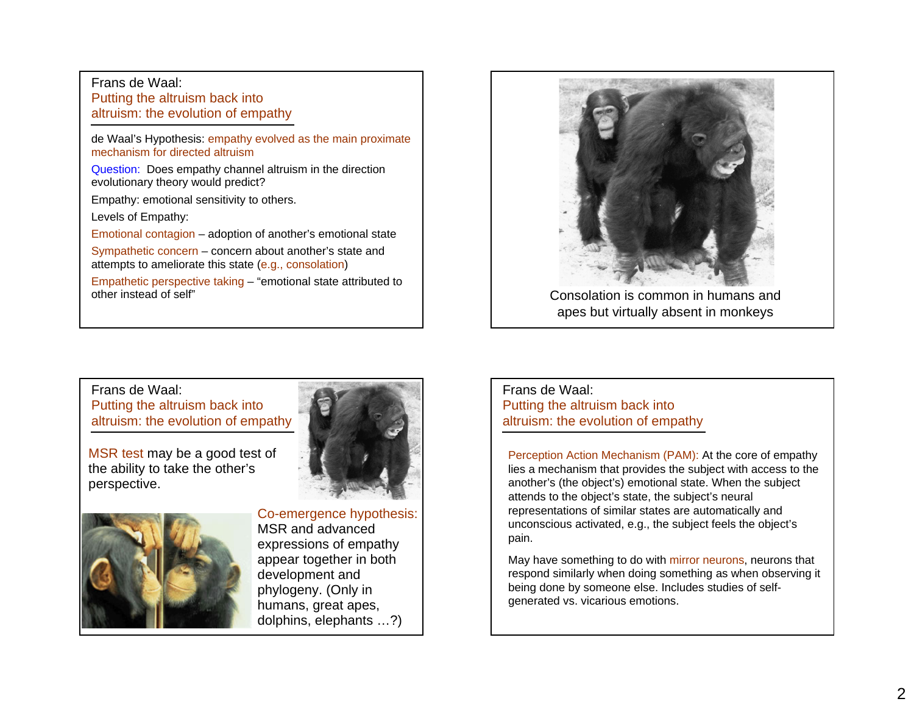## Frans de Waal: Putting the altruism back into altruism: the evolution of empathy

de Waal's Hypothesis: empathy evolved as the main proximate mechanism for directed altruism

Question: Does empathy channel altruism in the direction evolutionary theory would predict?

Empathy: emotional sensitivity to others.

Levels of Empathy:

Emotional contagion – adoption of another's emotional state

Sympathetic concern – concern about another's state and attempts to ameliorate this state (e.g., consolation)

Empathetic perspective taking – "emotional state attributed to other instead of self"

---

Consolation is common in humans and apes but virtually absent in monkeys

---

## Frans de Waal: Putting the altruism back into altruism: the evolution of empathy

MSR test may be a good test of the ability to take the other's perspective.

Co-emergence hypothesis: MSR and advanced expressions of empathy appear together in both development and phylogeny. (Only in humans, great apes, dolphins, elephants …?)

---

## Frans de Waal: Putting the altruism back into altruism: the evolution of empathy

Perception Action Mechanism (PAM): At the core of empathy lies a mechanism that provides the subject with access to the another's (the object's) emotional state. When the subject attends to the object's state, the subject's neural representations of similar states are automatically and unconscious activated, e.g., the subject feels the object's pain.

May have something to do with mirror neurons, neurons that respond similarly when doing something as when observing it being done by someone else. Includes studies of self-generated vs. vicarious emotions.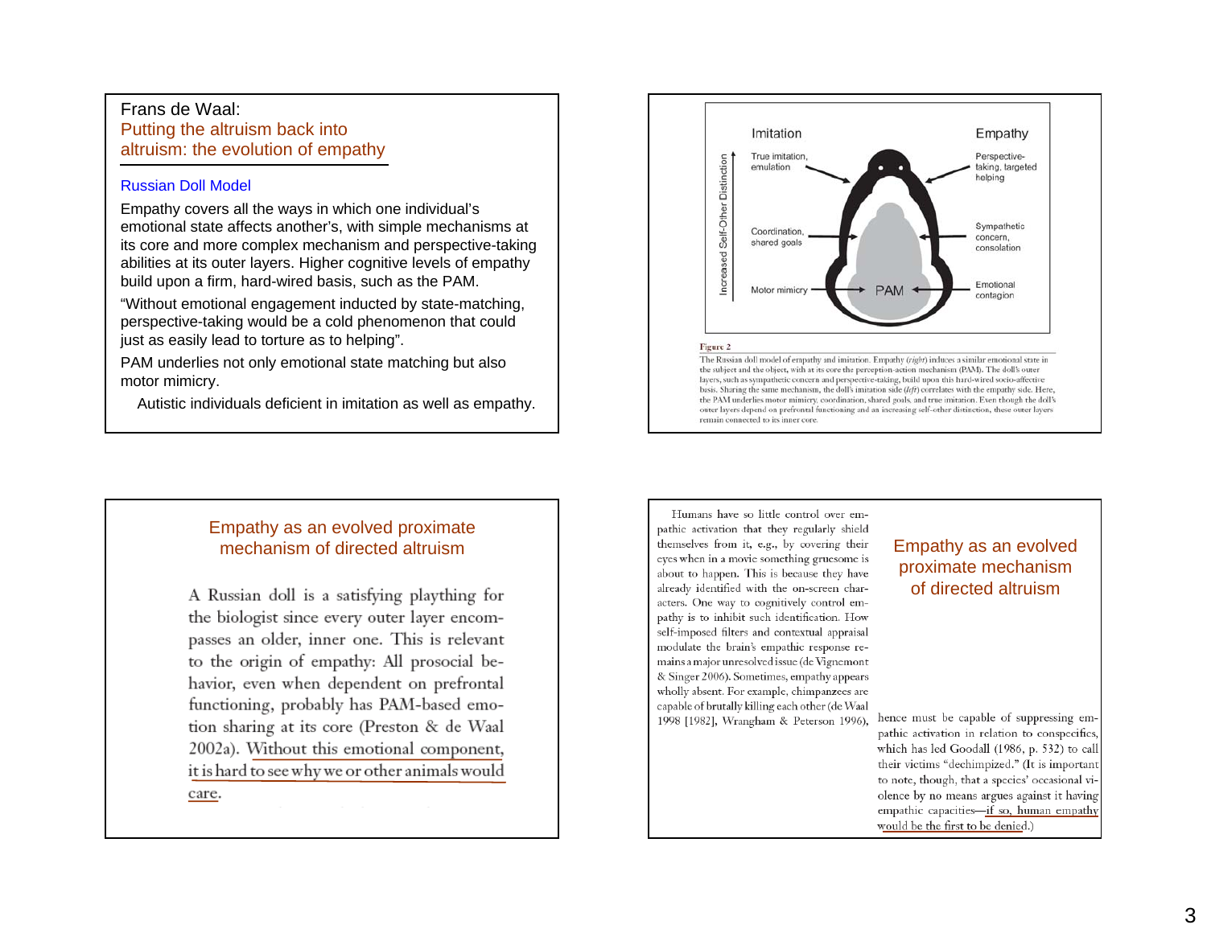## Frans de Waal: Putting the altruism back into altruism: the evolution of empathy

### Russian Doll Model

Empathy covers all the ways in which one individual's emotional state affects another's, with simple mechanisms at its core and more complex mechanism and perspective-taking abilities at its outer layers. Higher cognitive levels of empathy build upon a firm, hard-wired basis, such as the PAM.

"Without emotional engagement inducted by state-matching, perspective-taking would be a cold phenomenon that could just as easily lead to torture as to helping".

PAM underlies not only emotional state matching but also motor mimicry.

Autistic individuals deficient in imitation as well as empathy.

Imitation | Empathy

Increased Self-Other Distinction

True imitation, emulation → | ← Perspective-taking, targeted helping

Coordination, shared goals → | ← Sympathetic concern, consolation

Motor mimicry → PAM ← Emotional contagion

Figure 2

The Russian doll model of empathy and imitation. Empathy (*right*) induces a similar emotional state in the subject and the object, with at its core the perception-action mechanism (PAM). The doll's outer layers, such as sympathetic concern and perspective-taking, build upon this hard-wired socio-affective basis. Sharing the same mechanism, the doll's imitation side (*left*) correlates with the empathy side. Here, the PAM underlies motor mimicry, coordination, shared goals, and true imitation. Even though the doll's outer layers depend on prefrontal functioning and an increasing self-other distinction, these outer layers remain connected to its inner core.

## Empathy as an evolved proximate mechanism of directed altruism

A Russian doll is a satisfying plaything for the biologist since every outer layer encompasses an older, inner one. This is relevant to the origin of empathy: All prosocial behavior, even when dependent on prefrontal functioning, probably has PAM-based emotion sharing at its core (Preston & de Waal 2002a). Without this emotional component, it is hard to see why we or other animals would care.

## Empathy as an evolved proximate mechanism of directed altruism

Humans have so little control over empathic activation that they regularly shield themselves from it, e.g., by covering their eyes when in a movie something gruesome is about to happen. This is because they have already identified with the on-screen characters. One way to cognitively control empathy is to inhibit such identification. How self-imposed filters and contextual appraisal modulate the brain's empathic response remains a major unresolved issue (de Vignemont & Singer 2006). Sometimes, empathy appears wholly absent. For example, chimpanzees are capable of brutally killing each other (de Waal 1998 [1982], Wrangham & Peterson 1996), hence must be capable of suppressing empathic activation in relation to conspecifics, which has led Goodall (1986, p. 532) to call their victims "dechimpized." (It is important to note, though, that a species' occasional violence by no means argues against it having empathic capacities—if so, human empathy would be the first to be denied.)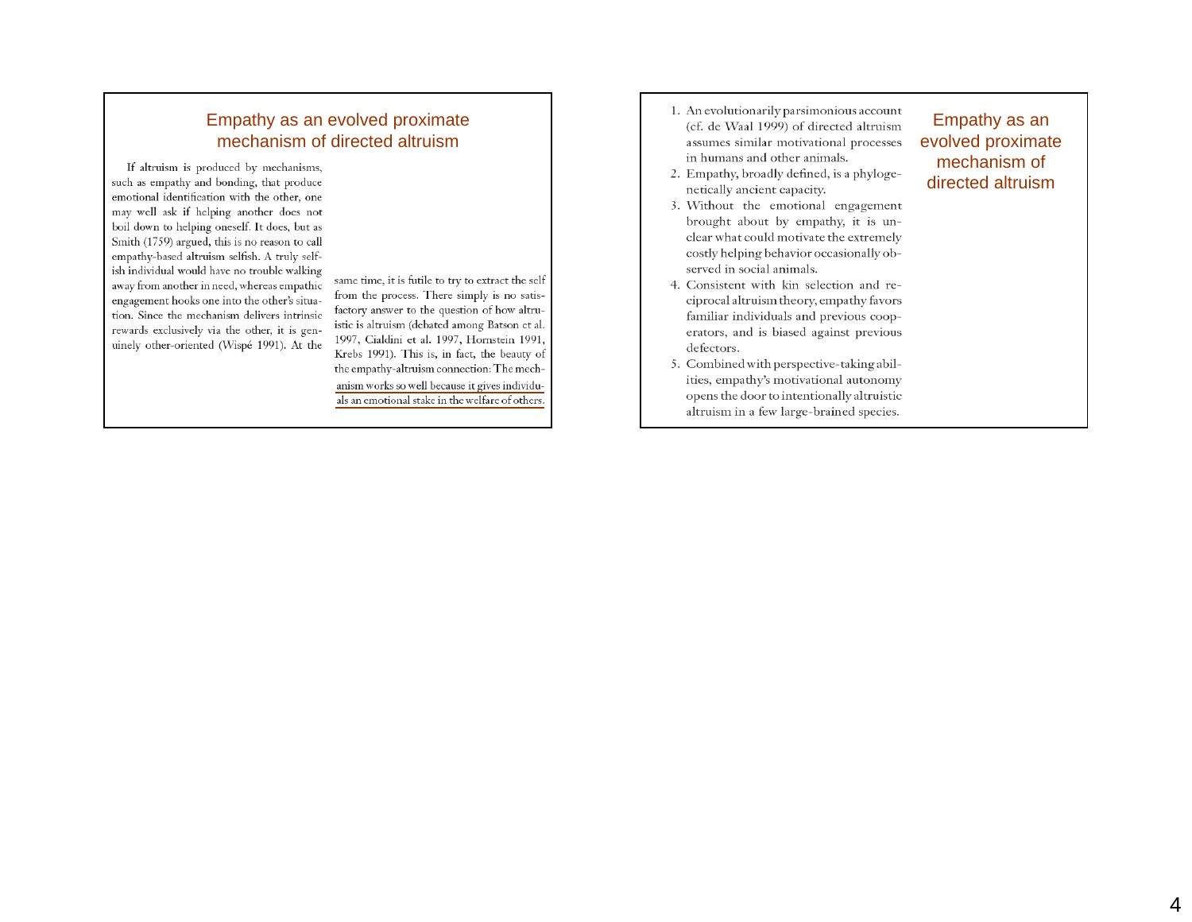## Empathy as an evolved proximate mechanism of directed altruism

If altruism is produced by mechanisms, such as empathy and bonding, that produce emotional identification with the other, one may well ask if helping another does not boil down to helping oneself. It does, but as Smith (1759) argued, this is no reason to call empathy-based altruism selfish. A truly selfish individual would have no trouble walking away from another in need, whereas empathic engagement hooks one into the other's situation. Since the mechanism delivers intrinsic rewards exclusively via the other, it is genuinely other-oriented (Wispé 1991). At the same time, it is futile to try to extract the self from the process. There simply is no satisfactory answer to the question of how altruistic is altruism (debated among Batson et al. 1997, Cialdini et al. 1997, Hornstein 1991, Krebs 1991). This is, in fact, the beauty of the empathy-altruism connection: The mechanism works so well because it gives individuals an emotional stake in the welfare of others.

## Empathy as an evolved proximate mechanism of directed altruism

1. An evolutionarily parsimonious account (cf. de Waal 1999) of directed altruism assumes similar motivational processes in humans and other animals.
2. Empathy, broadly defined, is a phylogenetically ancient capacity.
3. Without the emotional engagement brought about by empathy, it is unclear what could motivate the extremely costly helping behavior occasionally observed in social animals.
4. Consistent with kin selection and reciprocal altruism theory, empathy favors familiar individuals and previous cooperators, and is biased against previous defectors.
5. Combined with perspective-taking abilities, empathy's motivational autonomy opens the door to intentionally altruistic altruism in a few large-brained species.